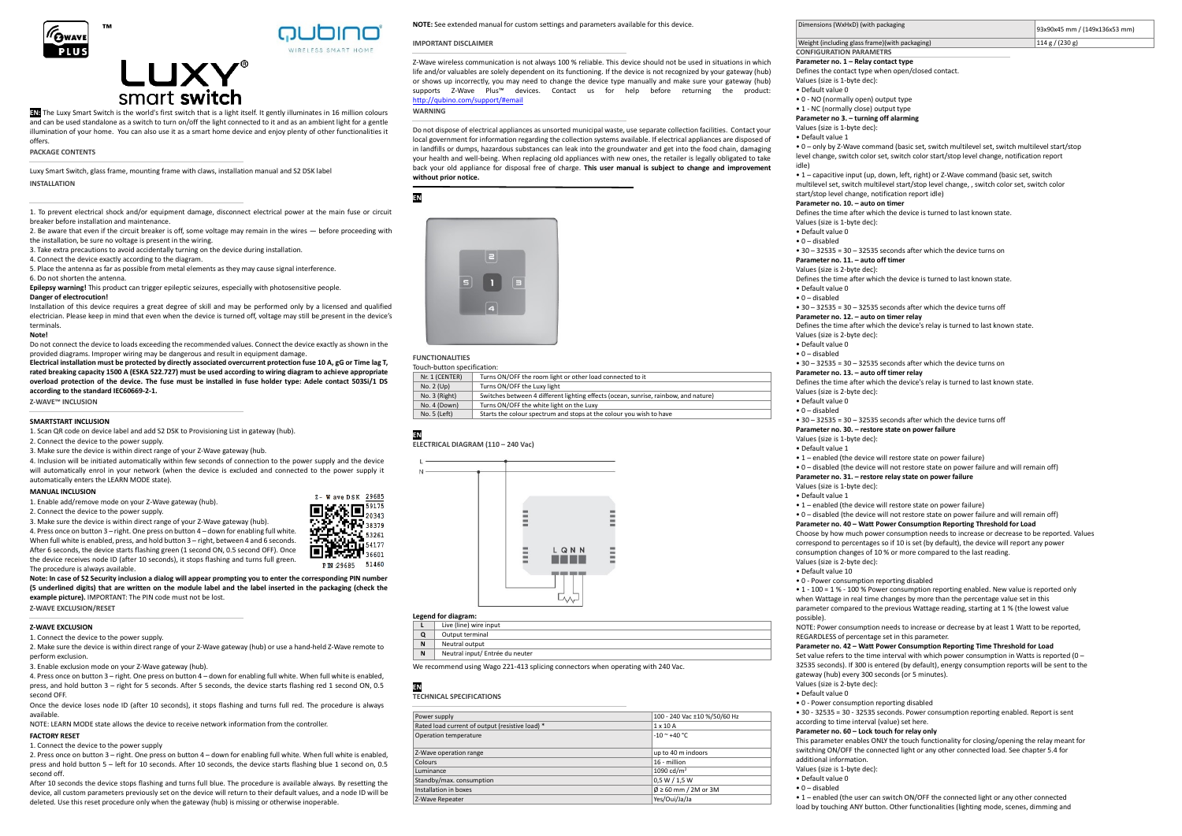# LUXY® smart switch

**EN:** The Luxy Smart Switch is the world's first switch that is a light itself. It gently illuminates in 16 million colours and can be used standalone as a switch to turn on/off the light connected to it and as an ambient light for a gentle illumination of your home. You can also use it as a smart home device and enjoy plenty of other functionalities it offers.

**PACKAGE CONTENTS**

Luxy Smart Switch, glass frame, mounting frame with claws, installation manual and S2 DSK label

**INSTALLATION**

1. To prevent electrical shock and/or equipment damage, disconnect electrical power at the main fuse or circuit breaker before installation and maintenance.
2. Be aware that even if the circuit breaker is off, some voltage may remain in the wires — before proceeding with the installation, be sure no voltage is present in the wiring.
3. Take extra precautions to avoid accidentally turning on the device during installation.
4. Connect the device exactly according to the diagram.
5. Place the antenna as far as possible from metal elements as they may cause signal interference.
6. Do not shorten the antenna.

**Epilepsy warning!** This product can trigger epileptic seizures, especially with photosensitive people.

**Danger of electrocution!**

Installation of this device requires a great degree of skill and may be performed only by a licensed and qualified electrician. Please keep in mind that even when the device is turned off, voltage may still be present in the device's terminals.

**Note!**

Do not connect the device to loads exceeding the recommended values. Connect the device exactly as shown in the provided diagrams. Improper wiring may be dangerous and result in equipment damage.

**Electrical installation must be protected by directly associated overcurrent protection fuse 10 A, gG or Time lag T, rated breaking capacity 1500 A (ESKA 522.727) must be used according to wiring diagram to achieve appropriate overload protection of the device. The fuse must be installed in fuse holder type: Adele contact 503Si/1 DS according to the standard IEC60669-2-1.**

**Z-WAVE™ INCLUSION**

**SMARTSTART INCLUSION**

1. Scan QR code on device label and add S2 DSK to Provisioning List in gateway (hub).
2. Connect the device to the power supply.
3. Make sure the device is within direct range of your Z-Wave gateway (hub).
4. Inclusion will be initiated automatically within few seconds of connection to the power supply and the device will automatically enrol in your network (when the device is excluded and connected to the power supply it automatically enters the LEARN MODE state).

**MANUAL INCLUSION**

1. Enable add/remove mode on your Z-Wave gateway (hub).
2. Connect the device to the power supply.
3. Make sure the device is within direct range of your Z-Wave gateway (hub).
4. Press once on button 3 – right. One press on button 4 – down for enabling full white. When full white is enabled, press, and hold button 3 – right, between 4 and 6 seconds. After 6 seconds, the device starts flashing green (1 second ON, 0.5 second OFF). Once the device receives node ID (after 10 seconds), it stops flashing and turns full green. The procedure is always available.

Z- Wave DSK 29685 59175 20343 38379 53261 54177 36601 51460
PIN 29685

**Note: In case of S2 Security inclusion a dialog will appear prompting you to enter the corresponding PIN number (5 underlined digits) that are written on the module label and the label inserted in the packaging (check the example picture).** IMPORTANT: The PIN code must not be lost.

**Z-WAVE EXCLUSION/RESET**

**Z-WAVE EXCLUSION**

1. Connect the device to the power supply.
2. Make sure the device is within direct range of your Z-Wave gateway (hub) or use a hand-held Z-Wave remote to perform exclusion.
3. Enable exclusion mode on your Z-Wave gateway (hub).
4. Press once on button 3 – right. One press on button 4 – down for enabling full white. When full white is enabled, press, and hold button 3 – right for 5 seconds. After 5 seconds, the device starts flashing red 1 second ON, 0.5 second OFF.

Once the device loses node ID (after 10 seconds), it stops flashing and turns full red. The procedure is always available.

NOTE: LEARN MODE state allows the device to receive network information from the controller.

**FACTORY RESET**

1. Connect the device to the power supply
2. Press once on button 3 – right. One press on button 4 – down for enabling full white. When full white is enabled, press and hold button 5 – left for 10 seconds. After 10 seconds, the device starts flashing blue 1 second on, 0.5 second off.

After 10 seconds the device stops flashing and turns full blue. The procedure is available always. By resetting the device, all custom parameters previously set on the device will return to their default values, and a node ID will be deleted. Use this reset procedure only when the gateway (hub) is missing or otherwise inoperable.

**NOTE:** See extended manual for custom settings and parameters available for this device.

**IMPORTANT DISCLAIMER**

Z-Wave wireless communication is not always 100 % reliable. This device should not be used in situations in which life and/or valuables are solely dependent on its functioning. If the device is not recognized by your gateway (hub) or shows up incorrectly, you may need to change the device type manually and make sure your gateway (hub) supports Z-Wave Plus™ devices. Contact us for help before returning the product: http://qubino.com/support/#email

**WARNING**

Do not dispose of electrical appliances as unsorted municipal waste, use separate collection facilities. Contact your local government for information regarding the collection systems available. If electrical appliances are disposed of in landfills or dumps, hazardous substances can leak into the groundwater and get into the food chain, damaging your health and well-being. When replacing old appliances with new ones, the retailer is legally obligated to take back your old appliance for disposal free of charge. **This user manual is subject to change and improvement without prior notice.**

**EN**

**FUNCTIONALITIES**

Touch-button specification:

| Nr. 1 (CENTER) | Turns ON/OFF the room light or other load connected to it |
|---|---|
| No. 2 (Up) | Turns ON/OFF the Luxy light |
| No. 3 (Right) | Switches between 4 different lighting effects (ocean, sunrise, rainbow, and nature) |
| No. 4 (Down) | Turns ON/OFF the white light on the Luxy |
| No. 5 (Left) | Starts the colour spectrum and stops at the colour you wish to have |

**EN**

**ELECTRICAL DIAGRAM (110 – 240 Vac)**

**Legend for diagram:**

| L | Live (line) wire input |
|---|---|
| Q | Output terminal |
| N | Neutral output |
| N | Neutral input/ Entrée du neuter |

We recommend using Wago 221-413 splicing connectors when operating with 240 Vac.

**EN**

**TECHNICAL SPECIFICATIONS**

| Power supply | 100 - 240 Vac ±10 %/50/60 Hz |
|---|---|
| Rated load current of output (resistive load) * | 1 x 10 A |
| Operation temperature | -10 ~ +40 °C |
| Z-Wave operation range | up to 40 m indoors |
| Colours | 16 - million |
| Luminance | 1090 cd/m² |
| Standby/max. consumption | 0,5 W / 1,5 W |
| Installation in boxes | Ø ≥ 60 mm / 2M or 3M |
| Z-Wave Repeater | Yes/Oui/Ja/Ja |
| Dimensions (WxHxD) (with packaging | 93x90x45 mm / (149x136x53 mm) |
| Weight (including glass frame)(with packaging) | 114 g / (230 g) |

**CONFIGURATION PARAMETERS**

**Parameter no. 1 – Relay contact type**

Defines the contact type when open/closed contact.

Values (size is 1-byte dec):

- Default value 0
- 0 - NO (normally open) output type
- 1 - NC (normally close) output type

**Parameter no 3. – turning off alarming**

Values (size is 1-byte dec):

- Default value 1
- 0 – only by Z-Wave command (basic set, switch multilevel set, switch multilevel start/stop level change, switch color set, switch color start/stop level change, notification report idle)
- 1 – capacitive input (up, down, left, right) or Z-Wave command (basic set, switch multilevel set, switch multilevel start/stop level change, , switch color set, switch color start/stop level change, notification report idle)

**Parameter no. 10. – auto on timer**

Defines the time after which the device is turned to last known state.

Values (size is 1-byte dec):

- Default value 0
- 0 – disabled
- 30 – 32535 = 30 – 32535 seconds after which the device turns on

**Parameter no. 11. – auto off timer**

Values (size is 2-byte dec):

Defines the time after which the device is turned to last known state.

- Default value 0
- 0 – disabled
- 30 – 32535 = 30 – 32535 seconds after which the device turns off

**Parameter no. 12. – auto on timer relay**

Defines the time after which the device's relay is turned to last known state.

Values (size is 2-byte dec):

- Default value 0
- 0 – disabled
- 30 – 32535 = 30 – 32535 seconds after which the device turns on

**Parameter no. 13. – auto off timer relay**

Defines the time after which the device's relay is turned to last known state.

Values (size is 2-byte dec):

- Default value 0
- 0 – disabled
- 30 – 32535 = 30 – 32535 seconds after which the device turns off

**Parameter no. 30. – restore state on power failure**

Values (size is 1-byte dec):

- Default value 1
- 1 – enabled (the device will restore state on power failure)
- 0 – disabled (the device will not restore state on power failure and will remain off)

**Parameter no. 31. – restore relay state on power failure**

Values (size is 1-byte dec):

- Default value 1
- 1 – enabled (the device will restore state on power failure)
- 0 – disabled (the device will not restore state on power failure and will remain off)

**Parameter no. 40 – Watt Power Consumption Reporting Threshold for Load**

Choose by how much power consumption needs to increase or decrease to be reported. Values correspond to percentages so if 10 is set (by default), the device will report any power consumption changes of 10 % or more compared to the last reading.

Values (size is 2-byte dec):

- Default value 10
- 0 - Power consumption reporting disabled
- 1 - 100 = 1 % - 100 % Power consumption reporting enabled. New value is reported only when Wattage in real time changes by more than the percentage value set in this parameter compared to the previous Wattage reading, starting at 1 % (the lowest value possible).

NOTE: Power consumption needs to increase or decrease by at least 1 Watt to be reported, REGARDLESS of percentage set in this parameter.

**Parameter no. 42 – Watt Power Consumption Reporting Time Threshold for Load**

Set value refers to the time interval with which power consumption in Watts is reported (0 – 32535 seconds). If 300 is entered (by default), energy consumption reports will be sent to the gateway (hub) every 300 seconds (or 5 minutes).

Values (size is 2-byte dec):

- Default value 0
- 0 - Power consumption reporting disabled
- 30 - 32535 = 30 - 32535 seconds. Power consumption reporting enabled. Report is sent according to time interval (value) set here.

**Parameter no. 60 – Lock touch for relay only**

This parameter enables ONLY the touch functionality for closing/opening the relay meant for switching ON/OFF the connected light or any other connected load. See chapter 5.4 for additional information.

Values (size is 1-byte dec):

- Default value 0
- 0 – disabled
- 1 – enabled (the user can switch ON/OFF the connected light or any other connected load by touching ANY button. Other functionalities (lighting mode, scenes, dimming and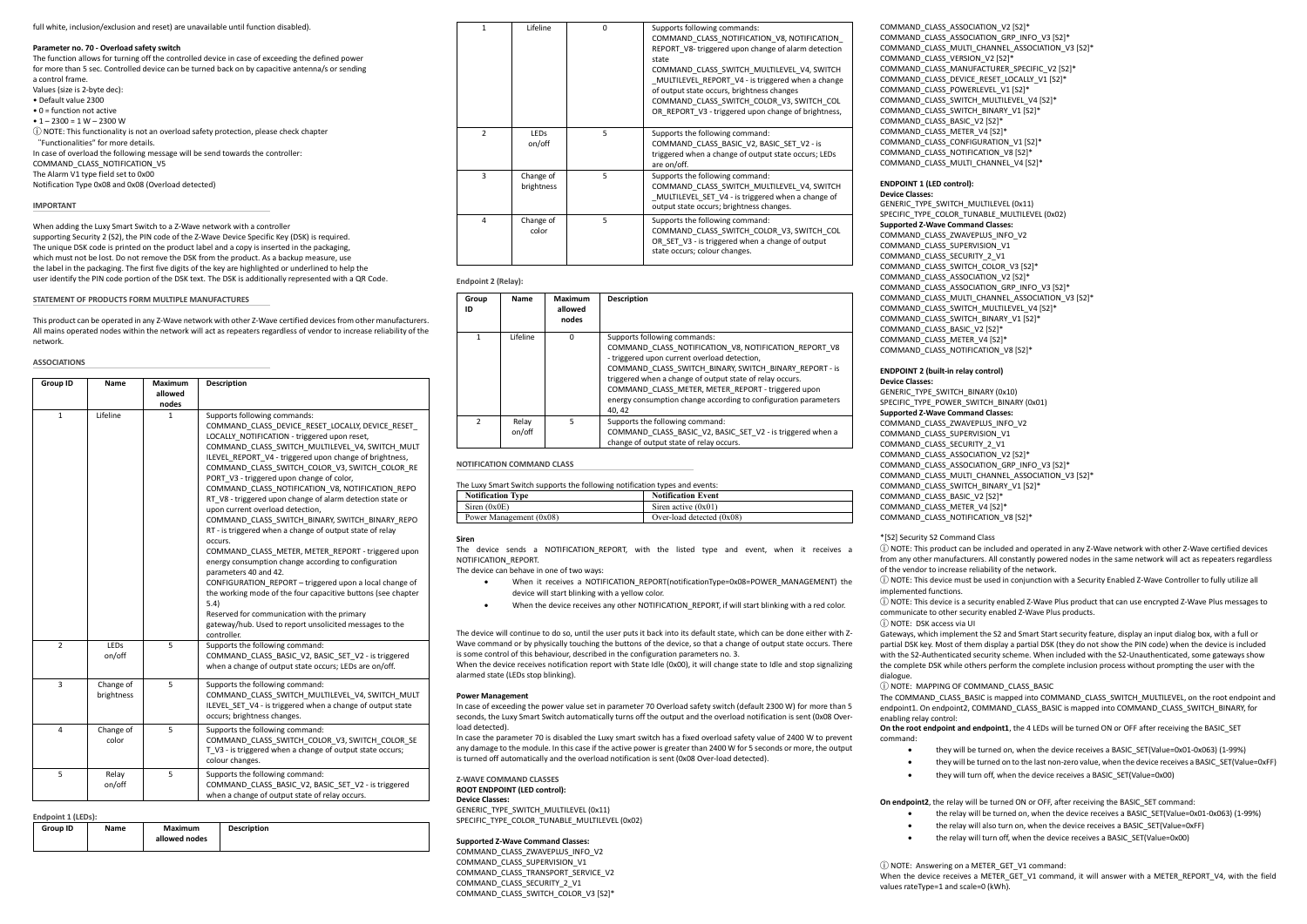full white, inclusion/exclusion and reset) are unavailable until function disabled).

**Parameter no. 70 - Overload safety switch**

The function allows for turning off the controlled device in case of exceeding the defined power for more than 5 sec. Controlled device can be turned back on by capacitive antenna/s or sending a control frame.

Values (size is 2-byte dec):

- Default value 2300
- 0 = function not active
- 1 – 2300 = 1 W – 2300 W

ⓘ NOTE: This functionality is not an overload safety protection, please check chapter "Functionalities" for more details.

In case of overload the following message will be send towards the controller:
COMMAND_CLASS_NOTIFICATION_V5
The Alarm V1 type field set to 0x00
Notification Type 0x08 and 0x08 (Overload detected)

**IMPORTANT**

When adding the Luxy Smart Switch to a Z-Wave network with a controller supporting Security 2 (S2), the PIN code of the Z-Wave Device Specific Key (DSK) is required. The unique DSK code is printed on the product label and a copy is inserted in the packaging, which must not be lost. Do not remove the DSK from the product. As a backup measure, use the label in the packaging. The first five digits of the key are highlighted or underlined to help the user identify the PIN code portion of the DSK text. The DSK is additionally represented with a QR Code.

**STATEMENT OF PRODUCTS FORM MULTIPLE MANUFACTURES**

This product can be operated in any Z-Wave network with other Z-Wave certified devices from other manufacturers. All mains operated nodes within the network will act as repeaters regardless of vendor to increase reliability of the network.

**ASSOCIATIONS**

| Group ID | Name | Maximum allowed nodes | Description |
|---|---|---|---|
| 1 | Lifeline | 1 | Supports following commands: COMMAND_CLASS_DEVICE_RESET_LOCALLY, DEVICE_RESET_LOCALLY_NOTIFICATION - triggered upon reset, COMMAND_CLASS_SWITCH_MULTILEVEL_V4, SWITCH_MULTILEVEL_REPORT_V4 - triggered upon change of brightness, COMMAND_CLASS_SWITCH_COLOR_V3, SWITCH_COLOR_REPORT_V3 - triggered upon change of color, COMMAND_CLASS_NOTIFICATION_V8, NOTIFICATION_REPORT_V8 - triggered upon change of alarm detection state or upon current overload detection, COMMAND_CLASS_SWITCH_BINARY, SWITCH_BINARY_REPORT - is triggered when a change of output state of relay occurs. COMMAND_CLASS_METER, METER_REPORT - triggered upon energy consumption change according to configuration parameters 40 and 42. CONFIGURATION_REPORT – triggered upon a local change of the working mode of the four capacitive buttons (see chapter 5.4) Reserved for communication with the primary gateway/hub. Used to report unsolicited messages to the controller. |
| 2 | LEDs on/off | 5 | Supports the following command: COMMAND_CLASS_BASIC_V2, BASIC_SET_V2 - is triggered when a change of output state occurs; LEDs are on/off. |
| 3 | Change of brightness | 5 | Supports the following command: COMMAND_CLASS_SWITCH_MULTILEVEL_V4, SWITCH_MULTILEVEL_SET_V4 - is triggered when a change of output state occurs; brightness changes. |
| 4 | Change of color | 5 | Supports the following command: COMMAND_CLASS_SWITCH_COLOR_V3, SWITCH_COLOR_SET_V3 - is triggered when a change of output state occurs; colour changes. |
| 5 | Relay on/off | 5 | Supports the following command: COMMAND_CLASS_BASIC_V2, BASIC_SET_V2 - is triggered when a change of output state of relay occurs. |

**Endpoint 1 (LEDs):**

| Group ID | Name | Maximum allowed nodes | Description |
|---|---|---|---|
| 1 | Lifeline | 0 | Supports following commands: COMMAND_CLASS_NOTIFICATION_V8, NOTIFICATION_REPORT_V8- triggered upon change of alarm detection state COMMAND_CLASS_SWITCH_MULTILEVEL_V4, SWITCH_MULTILEVEL_REPORT_V4 - is triggered when a change of output state occurs, brightness changes COMMAND_CLASS_SWITCH_COLOR_V3, SWITCH_COLOR_REPORT_V3 - triggered upon change of brightness, |
| 2 | LEDs on/off | 5 | Supports the following command: COMMAND_CLASS_BASIC_V2, BASIC_SET_V2 - is triggered when a change of output state occurs; LEDs are on/off. |
| 3 | Change of brightness | 5 | Supports the following command: COMMAND_CLASS_SWITCH_MULTILEVEL_V4, SWITCH_MULTILEVEL_SET_V4 - is triggered when a change of output state occurs; brightness changes. |
| 4 | Change of color | 5 | Supports the following command: COMMAND_CLASS_SWITCH_COLOR_V3, SWITCH_COLOR_SET_V3 - is triggered when a change of output state occurs; colour changes. |

**Endpoint 2 (Relay):**

| Group ID | Name | Maximum allowed nodes | Description |
|---|---|---|---|
| 1 | Lifeline | 0 | Supports following commands: COMMAND_CLASS_NOTIFICATION_V8, NOTIFICATION_REPORT_V8 - triggered upon current overload detection, COMMAND_CLASS_SWITCH_BINARY, SWITCH_BINARY_REPORT - is triggered when a change of output state of relay occurs. COMMAND_CLASS_METER, METER_REPORT - triggered upon energy consumption change according to configuration parameters 40, 42 |
| 2 | Relay on/off | 5 | Supports the following command: COMMAND_CLASS_BASIC_V2, BASIC_SET_V2 - is triggered when a change of output state of relay occurs. |

**NOTIFICATION COMMAND CLASS**

The Luxy Smart Switch supports the following notification types and events:

| Notification Type | Notification Event |
|---|---|
| Siren (0x0E) | Siren active (0x01) |
| Power Management (0x08) | Over-load detected (0x08) |

**Siren**

The device sends a NOTIFICATION_REPORT, with the listed type and event, when it receives a NOTIFICATION_REPORT.

The device can behave in one of two ways:

- When it receives a NOTIFICATION_REPORT(notificationType=0x08=POWER_MANAGEMENT) the device will start blinking with a yellow color.
- When the device receives any other NOTIFICATION_REPORT, if will start blinking with a red color.

The device will continue to do so, until the user puts it back into its default state, which can be done either with Z-Wave command or by physically touching the buttons of the device, so that a change of output state occurs. There is some control of this behaviour, described in the configuration parameters no. 3.

When the device receives notification report with State Idle (0x00), it will change state to Idle and stop signalizing alarmed state (LEDs stop blinking).

**Power Management**

In case of exceeding the power value set in parameter 70 Overload safety switch (default 2300 W) for more than 5 seconds, the Luxy Smart Switch automatically turns off the output and the overload notification is sent (0x08 Over-load detected).

In case the parameter 70 is disabled the Luxy smart switch has a fixed overload safety value of 2400 W to prevent any damage to the module. In this case if the active power is greater than 2400 W for 5 seconds or more, the output is turned off automatically and the overload notification is sent (0x08 Over-load detected).

**Z-WAVE COMMAND CLASSES**

**ROOT ENDPOINT (LED control):**

**Device Classes:**

GENERIC_TYPE_SWITCH_MULTILEVEL (0x11)
SPECIFIC_TYPE_COLOR_TUNABLE_MULTILEVEL (0x02)

**Supported Z-Wave Command Classes:**

COMMAND_CLASS_ZWAVEPLUS_INFO_V2
COMMAND_CLASS_SUPERVISION_V1
COMMAND_CLASS_TRANSPORT_SERVICE_V2
COMMAND_CLASS_SECURITY_2_V1
COMMAND_CLASS_SWITCH_COLOR_V3 [S2]*
COMMAND_CLASS_ASSOCIATION_V2 [S2]*
COMMAND_CLASS_ASSOCIATION_GRP_INFO_V3 [S2]*
COMMAND_CLASS_MULTI_CHANNEL_ASSOCIATION_V3 [S2]*
COMMAND_CLASS_VERSION_V2 [S2]*
COMMAND_CLASS_MANUFACTURER_SPECIFIC_V2 [S2]*
COMMAND_CLASS_DEVICE_RESET_LOCALLY_V1 [S2]*
COMMAND_CLASS_POWERLEVEL_V1 [S2]*
COMMAND_CLASS_SWITCH_MULTILEVEL_V4 [S2]*
COMMAND_CLASS_SWITCH_BINARY_V1 [S2]*
COMMAND_CLASS_BASIC_V2 [S2]*
COMMAND_CLASS_METER_V4 [S2]*
COMMAND_CLASS_CONFIGURATION_V1 [S2]*
COMMAND_CLASS_NOTIFICATION_V8 [S2]*
COMMAND_CLASS_MULTI_CHANNEL_V4 [S2]*

**ENDPOINT 1 (LED control):**

**Device Classes:**

GENERIC_TYPE_SWITCH_MULTILEVEL (0x11)
SPECIFIC_TYPE_COLOR_TUNABLE_MULTILEVEL (0x02)

**Supported Z-Wave Command Classes:**

COMMAND_CLASS_ZWAVEPLUS_INFO_V2
COMMAND_CLASS_SUPERVISION_V1
COMMAND_CLASS_SECURITY_2_V1
COMMAND_CLASS_SWITCH_COLOR_V3 [S2]*
COMMAND_CLASS_ASSOCIATION_V2 [S2]*
COMMAND_CLASS_ASSOCIATION_GRP_INFO_V3 [S2]*
COMMAND_CLASS_MULTI_CHANNEL_ASSOCIATION_V3 [S2]*
COMMAND_CLASS_SWITCH_MULTILEVEL_V4 [S2]*
COMMAND_CLASS_SWITCH_BINARY_V1 [S2]*
COMMAND_CLASS_BASIC_V2 [S2]*
COMMAND_CLASS_METER_V4 [S2]*
COMMAND_CLASS_NOTIFICATION_V8 [S2]*

**ENDPOINT 2 (built-in relay control)**

**Device Classes:**

GENERIC_TYPE_SWITCH_BINARY (0x10)
SPECIFIC_TYPE_POWER_SWITCH_BINARY (0x01)

**Supported Z-Wave Command Classes:**

COMMAND_CLASS_ZWAVEPLUS_INFO_V2
COMMAND_CLASS_SUPERVISION_V1
COMMAND_CLASS_SECURITY_2_V1
COMMAND_CLASS_ASSOCIATION_V2 [S2]*
COMMAND_CLASS_ASSOCIATION_GRP_INFO_V3 [S2]*
COMMAND_CLASS_MULTI_CHANNEL_ASSOCIATION_V3 [S2]*
COMMAND_CLASS_SWITCH_BINARY_V1 [S2]*
COMMAND_CLASS_BASIC_V2 [S2]*
COMMAND_CLASS_METER_V4 [S2]*
COMMAND_CLASS_NOTIFICATION_V8 [S2]*

*[S2] Security S2 Command Class

ⓘ NOTE: This product can be included and operated in any Z-Wave network with other Z-Wave certified devices from any other manufacturers. All constantly powered nodes in the same network will act as repeaters regardless of the vendor to increase reliability of the network.

ⓘ NOTE: This device must be used in conjunction with a Security Enabled Z-Wave Controller to fully utilize all implemented functions.

ⓘ NOTE: This device is a security enabled Z-Wave Plus product that can use encrypted Z-Wave Plus messages to communicate to other security enabled Z-Wave Plus products.

ⓘ NOTE: DSK access via UI

Gateways, which implement the S2 and Smart Start security feature, display an input dialog box, with a full or partial DSK key. Most of them display a partial DSK (they do not show the PIN code) when the device is included with the S2-Authenticated security scheme. When included with the S2-Unauthenticated, some gateways show the complete DSK while others perform the complete inclusion process without prompting the user with the dialogue.

ⓘ NOTE: MAPPING OF COMMAND_CLASS_BASIC

The COMMAND_CLASS_BASIC is mapped into COMMAND_CLASS_SWITCH_MULTILEVEL, on the root endpoint and endpoint1. On endpoint2, COMMAND_CLASS_BASIC is mapped into COMMAND_CLASS_SWITCH_BINARY, for enabling relay control:

**On the root endpoint and endpoint1**, the 4 LEDs will be turned ON or OFF after receiving the BASIC_SET command:

- they will be turned on, when the device receives a BASIC_SET(Value=0x01-0x063) (1-99%)
- they will be turned on to the last non-zero value, when the device receives a BASIC_SET(Value=0xFF)
- they will turn off, when the device receives a BASIC_SET(Value=0x00)

**On endpoint2**, the relay will be turned ON or OFF, after receiving the BASIC_SET command:

- the relay will be turned on, when the device receives a BASIC_SET(Value=0x01-0x063) (1-99%)
- the relay will also turn on, when the device receives a BASIC_SET(Value=0xFF)
- the relay will turn off, when the device receives a BASIC_SET(Value=0x00)

ⓘ NOTE: Answering on a METER_GET_V1 command:

When the device receives a METER_GET_V1 command, it will answer with a METER_REPORT_V4, with the field values rateType=1 and scale=0 (kWh).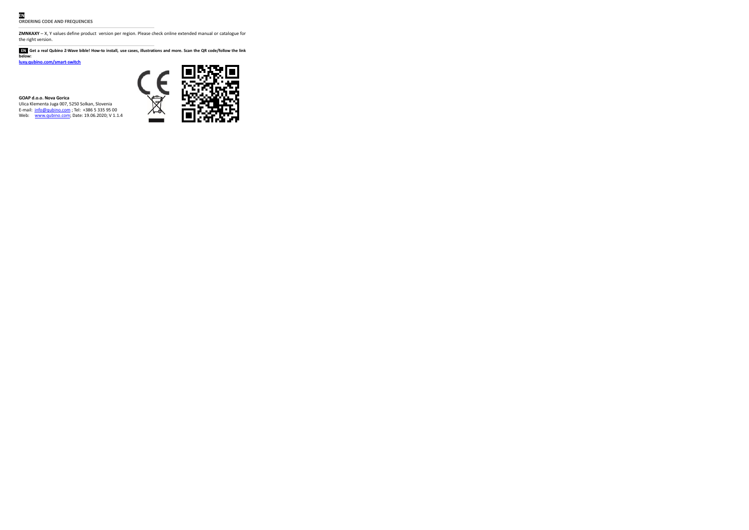**EN**

**ORDERING CODE AND FREQUENCIES**

**ZMNKAXY** – X, Y values define product version per region. Please check online extended manual or catalogue for the right version.

**EN** **Get a real Qubino Z-Wave bible! How-to install, use cases, illustrations and more. Scan the QR code/follow the link below:**

**[luxy.qubino.com/smart-switch](luxy.qubino.com/smart-switch)**

**GOAP d.o.o. Nova Gorica**
Ulica Klementa Juga 007, 5250 Solkan, Slovenia
E-mail: info@qubino.com ; Tel: +386 5 335 95 00
Web: www.qubino.com; Date: 19.06.2020; V 1.1.4